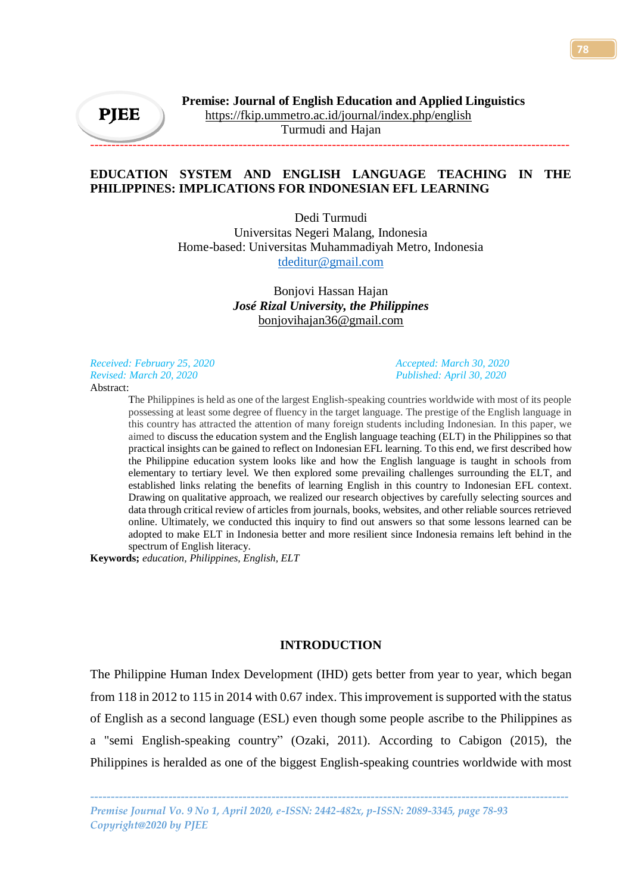# EDUCATION SYSTEM AND ENGLISH LANGUAGE TEACHING IN THE PHILIPPINES: IMPLICATIONS FOR INDONESIAN EFL LEARNING

Dedi Turmudi
Universitas Negeri Malang, Indonesia
Home-based: Universitas Muhammadiyah Metro, Indonesia
tdeditur@gmail.com

Bonjovi Hassan Hajan
***José Rizal University, the Philippines***
bonjovihajan36@gmail.com

*Received: February 25, 2020*
*Revised: March 20, 2020*
*Accepted: March 30, 2020*
*Published: April 30, 2020*

Abstract:

The Philippines is held as one of the largest English-speaking countries worldwide with most of its people possessing at least some degree of fluency in the target language. The prestige of the English language in this country has attracted the attention of many foreign students including Indonesian. In this paper, we aimed to discuss the education system and the English language teaching (ELT) in the Philippines so that practical insights can be gained to reflect on Indonesian EFL learning. To this end, we first described how the Philippine education system looks like and how the English language is taught in schools from elementary to tertiary level. We then explored some prevailing challenges surrounding the ELT, and established links relating the benefits of learning English in this country to Indonesian EFL context. Drawing on qualitative approach, we realized our research objectives by carefully selecting sources and data through critical review of articles from journals, books, websites, and other reliable sources retrieved online. Ultimately, we conducted this inquiry to find out answers so that some lessons learned can be adopted to make ELT in Indonesia better and more resilient since Indonesia remains left behind in the spectrum of English literacy.

**Keywords;** *education, Philippines, English, ELT*

## INTRODUCTION

The Philippine Human Index Development (IHD) gets better from year to year, which began from 118 in 2012 to 115 in 2014 with 0.67 index. This improvement is supported with the status of English as a second language (ESL) even though some people ascribe to the Philippines as a "semi English-speaking country" (Ozaki, 2011). According to Cabigon (2015), the Philippines is heralded as one of the biggest English-speaking countries worldwide with most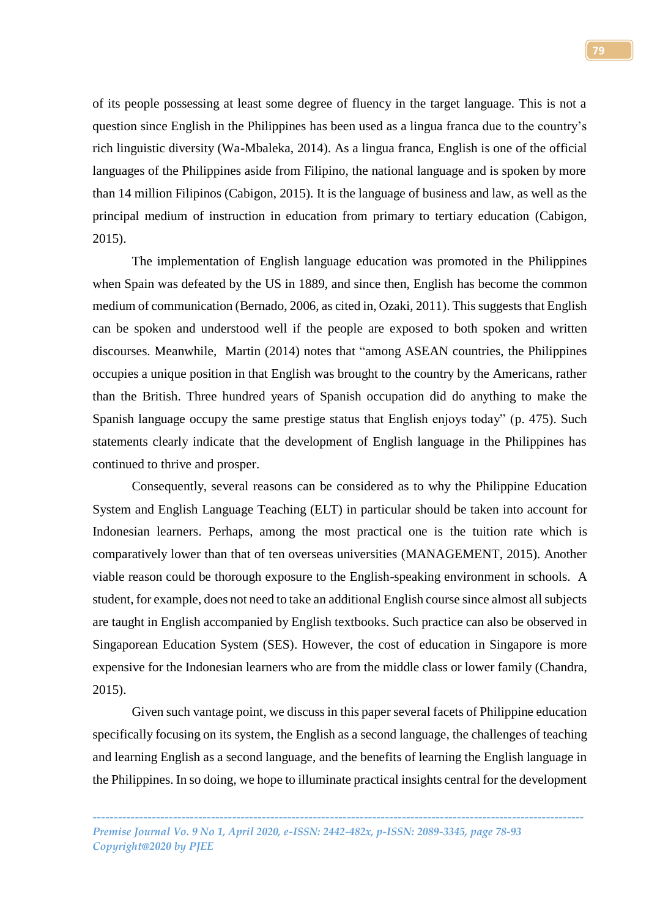of its people possessing at least some degree of fluency in the target language. This is not a question since English in the Philippines has been used as a lingua franca due to the country's rich linguistic diversity (Wa-Mbaleka, 2014). As a lingua franca, English is one of the official languages of the Philippines aside from Filipino, the national language and is spoken by more than 14 million Filipinos (Cabigon, 2015). It is the language of business and law, as well as the principal medium of instruction in education from primary to tertiary education (Cabigon, 2015).

The implementation of English language education was promoted in the Philippines when Spain was defeated by the US in 1889, and since then, English has become the common medium of communication (Bernado, 2006, as cited in, Ozaki, 2011). This suggests that English can be spoken and understood well if the people are exposed to both spoken and written discourses. Meanwhile, Martin (2014) notes that "among ASEAN countries, the Philippines occupies a unique position in that English was brought to the country by the Americans, rather than the British. Three hundred years of Spanish occupation did do anything to make the Spanish language occupy the same prestige status that English enjoys today" (p. 475). Such statements clearly indicate that the development of English language in the Philippines has continued to thrive and prosper.

Consequently, several reasons can be considered as to why the Philippine Education System and English Language Teaching (ELT) in particular should be taken into account for Indonesian learners. Perhaps, among the most practical one is the tuition rate which is comparatively lower than that of ten overseas universities (MANAGEMENT, 2015). Another viable reason could be thorough exposure to the English-speaking environment in schools. A student, for example, does not need to take an additional English course since almost all subjects are taught in English accompanied by English textbooks. Such practice can also be observed in Singaporean Education System (SES). However, the cost of education in Singapore is more expensive for the Indonesian learners who are from the middle class or lower family (Chandra, 2015).

Given such vantage point, we discuss in this paper several facets of Philippine education specifically focusing on its system, the English as a second language, the challenges of teaching and learning English as a second language, and the benefits of learning the English language in the Philippines. In so doing, we hope to illuminate practical insights central for the development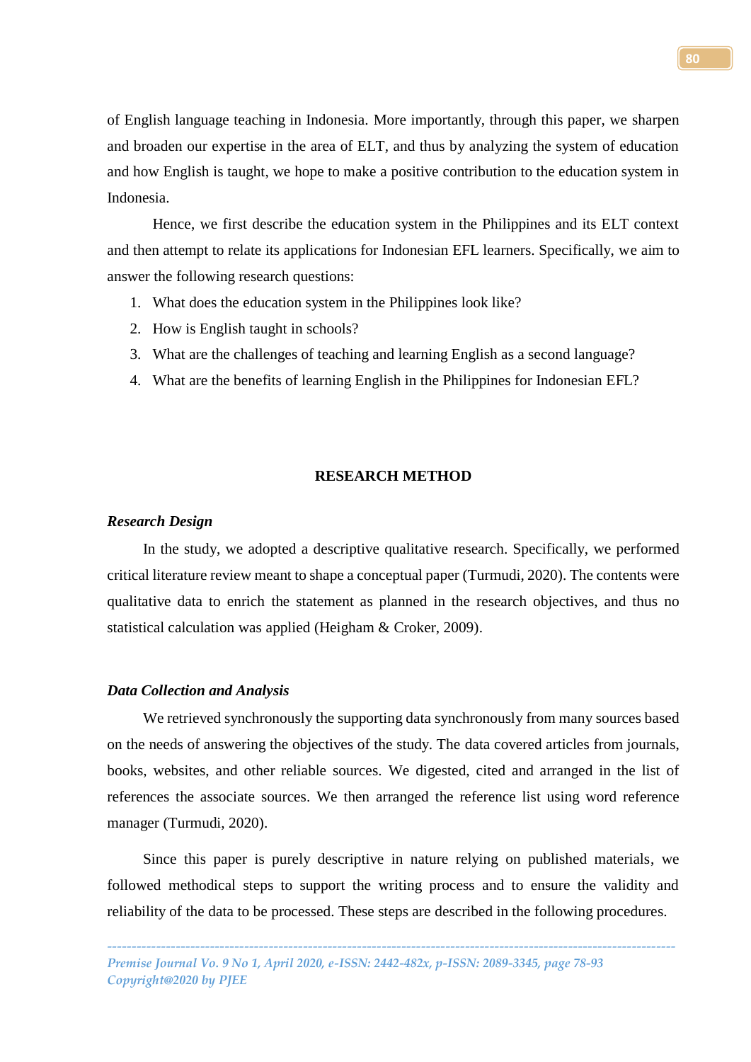of English language teaching in Indonesia. More importantly, through this paper, we sharpen and broaden our expertise in the area of ELT, and thus by analyzing the system of education and how English is taught, we hope to make a positive contribution to the education system in Indonesia.

Hence, we first describe the education system in the Philippines and its ELT context and then attempt to relate its applications for Indonesian EFL learners. Specifically, we aim to answer the following research questions:

1. What does the education system in the Philippines look like?
2. How is English taught in schools?
3. What are the challenges of teaching and learning English as a second language?
4. What are the benefits of learning English in the Philippines for Indonesian EFL?

## RESEARCH METHOD

### *Research Design*

In the study, we adopted a descriptive qualitative research. Specifically, we performed critical literature review meant to shape a conceptual paper (Turmudi, 2020). The contents were qualitative data to enrich the statement as planned in the research objectives, and thus no statistical calculation was applied (Heigham & Croker, 2009).

### *Data Collection and Analysis*

We retrieved synchronously the supporting data synchronously from many sources based on the needs of answering the objectives of the study. The data covered articles from journals, books, websites, and other reliable sources. We digested, cited and arranged in the list of references the associate sources. We then arranged the reference list using word reference manager (Turmudi, 2020).

Since this paper is purely descriptive in nature relying on published materials, we followed methodical steps to support the writing process and to ensure the validity and reliability of the data to be processed. These steps are described in the following procedures.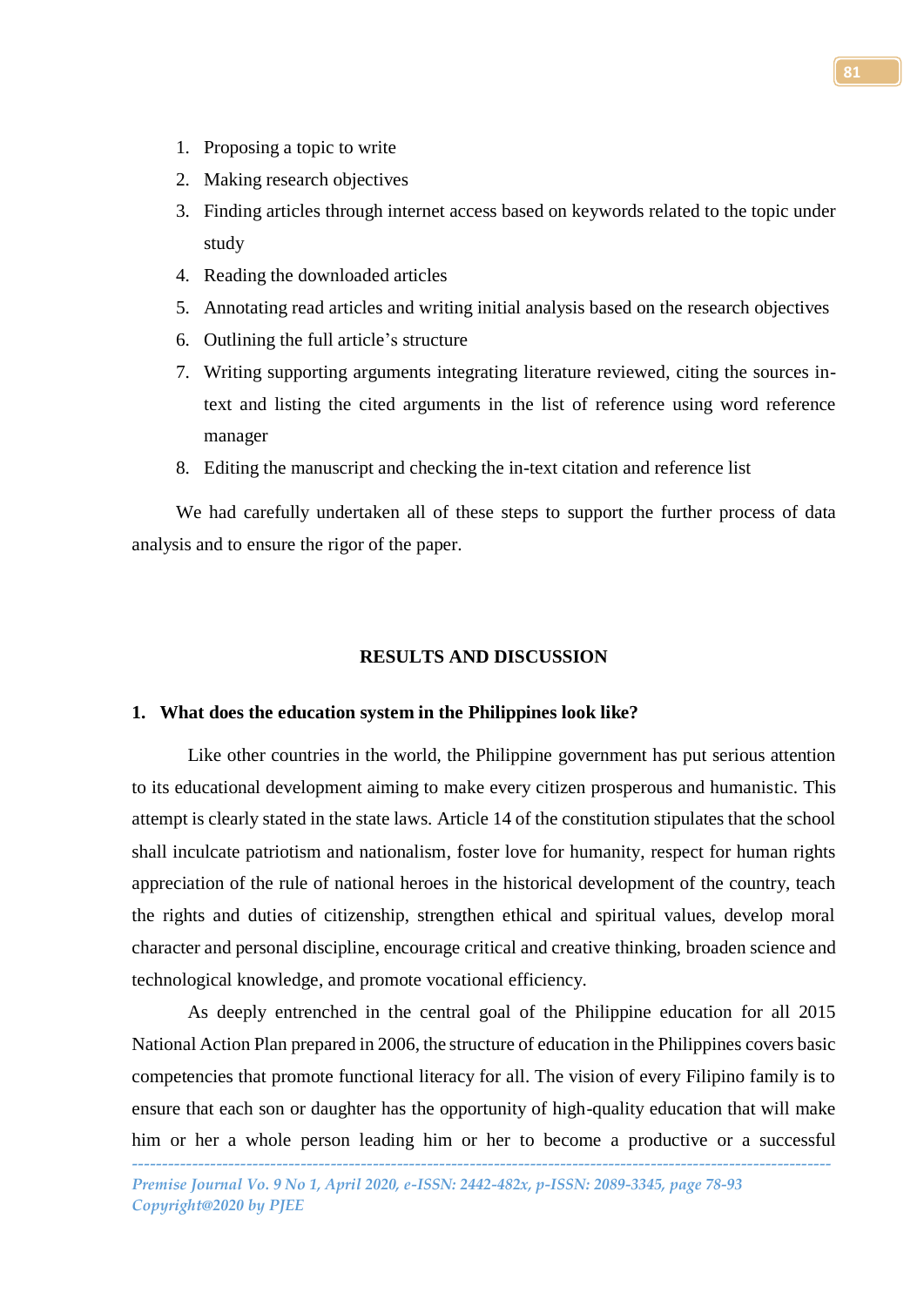1. Proposing a topic to write
2. Making research objectives
3. Finding articles through internet access based on keywords related to the topic under study
4. Reading the downloaded articles
5. Annotating read articles and writing initial analysis based on the research objectives
6. Outlining the full article's structure
7. Writing supporting arguments integrating literature reviewed, citing the sources in-text and listing the cited arguments in the list of reference using word reference manager
8. Editing the manuscript and checking the in-text citation and reference list

We had carefully undertaken all of these steps to support the further process of data analysis and to ensure the rigor of the paper.

## RESULTS AND DISCUSSION

### 1. What does the education system in the Philippines look like?

Like other countries in the world, the Philippine government has put serious attention to its educational development aiming to make every citizen prosperous and humanistic. This attempt is clearly stated in the state laws. Article 14 of the constitution stipulates that the school shall inculcate patriotism and nationalism, foster love for humanity, respect for human rights appreciation of the rule of national heroes in the historical development of the country, teach the rights and duties of citizenship, strengthen ethical and spiritual values, develop moral character and personal discipline, encourage critical and creative thinking, broaden science and technological knowledge, and promote vocational efficiency.

As deeply entrenched in the central goal of the Philippine education for all 2015 National Action Plan prepared in 2006, the structure of education in the Philippines covers basic competencies that promote functional literacy for all. The vision of every Filipino family is to ensure that each son or daughter has the opportunity of high-quality education that will make him or her a whole person leading him or her to become a productive or a successful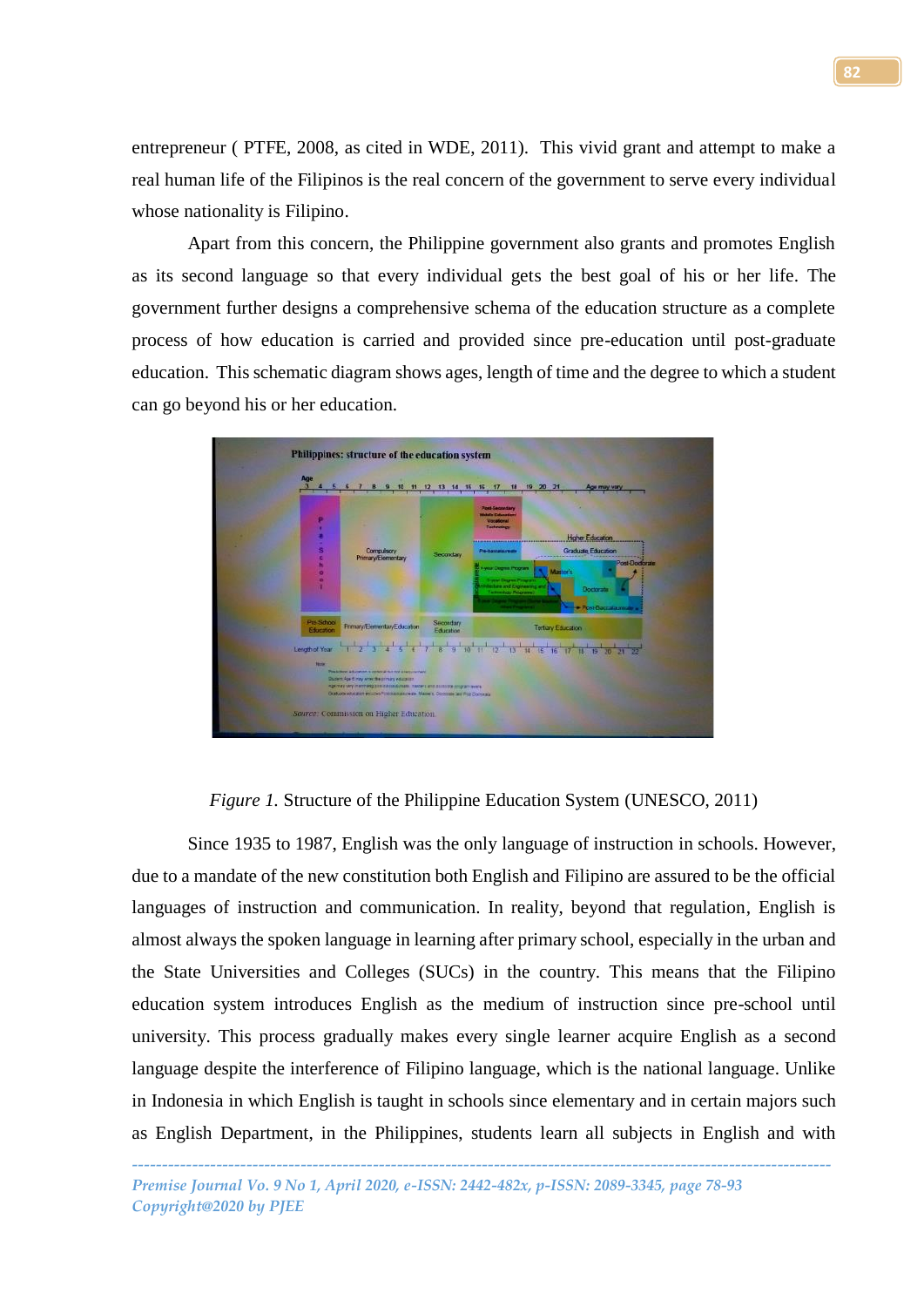entrepreneur ( PTFE, 2008, as cited in WDE, 2011). This vivid grant and attempt to make a real human life of the Filipinos is the real concern of the government to serve every individual whose nationality is Filipino.

Apart from this concern, the Philippine government also grants and promotes English as its second language so that every individual gets the best goal of his or her life. The government further designs a comprehensive schema of the education structure as a complete process of how education is carried and provided since pre-education until post-graduate education. This schematic diagram shows ages, length of time and the degree to which a student can go beyond his or her education.

*Figure 1.* Structure of the Philippine Education System (UNESCO, 2011)

Since 1935 to 1987, English was the only language of instruction in schools. However, due to a mandate of the new constitution both English and Filipino are assured to be the official languages of instruction and communication. In reality, beyond that regulation, English is almost always the spoken language in learning after primary school, especially in the urban and the State Universities and Colleges (SUCs) in the country. This means that the Filipino education system introduces English as the medium of instruction since pre-school until university. This process gradually makes every single learner acquire English as a second language despite the interference of Filipino language, which is the national language. Unlike in Indonesia in which English is taught in schools since elementary and in certain majors such as English Department, in the Philippines, students learn all subjects in English and with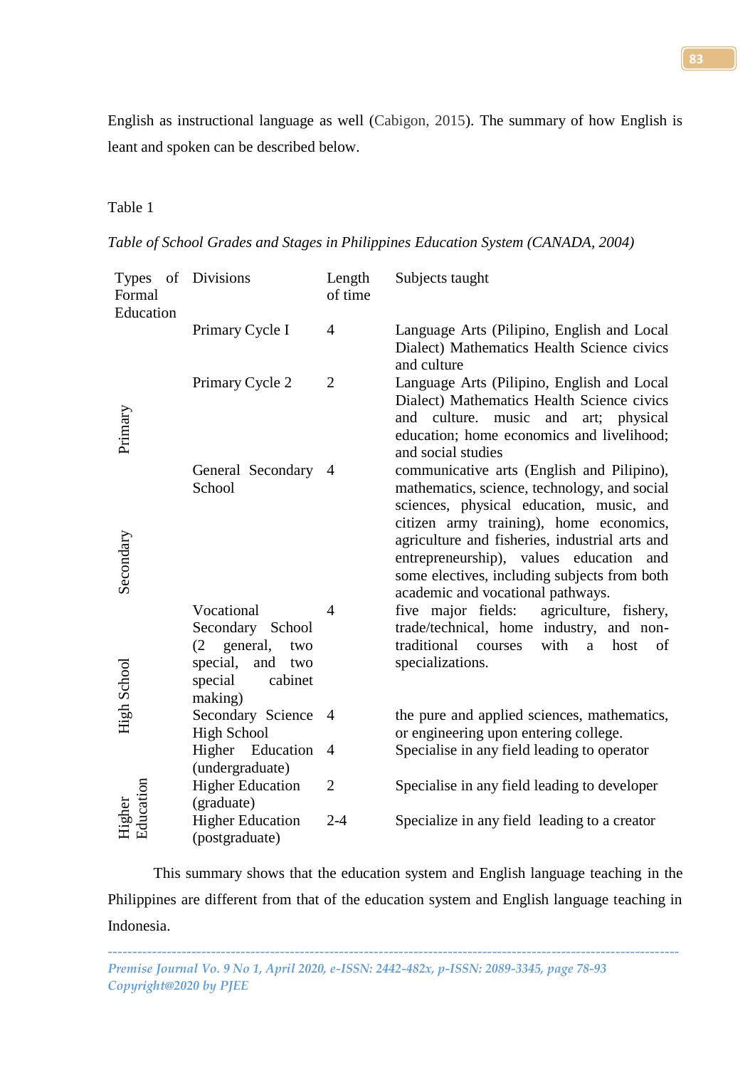English as instructional language as well (Cabigon, 2015). The summary of how English is leant and spoken can be described below.

Table 1

*Table of School Grades and Stages in Philippines Education System (CANADA, 2004)*

| Types of Formal Education | Divisions | Length of time | Subjects taught |
|---|---|---|---|
| Primary | Primary Cycle I | 4 | Language Arts (Pilipino, English and Local Dialect) Mathematics Health Science civics and culture |
| | Primary Cycle 2 | 2 | Language Arts (Pilipino, English and Local Dialect) Mathematics Health Science civics and culture. music and art; physical education; home economics and livelihood; and social studies |
| Secondary | General Secondary School | 4 | communicative arts (English and Pilipino), mathematics, science, technology, and social sciences, physical education, music, and citizen army training), home economics, agriculture and fisheries, industrial arts and entrepreneurship), values education and some electives, including subjects from both academic and vocational pathways. |
| High School | Vocational Secondary School (2 general, two special, and two special cabinet making) | 4 | five major fields: agriculture, fishery, trade/technical, home industry, and non-traditional courses with a host of specializations. |
| | Secondary Science High School | 4 | the pure and applied sciences, mathematics, or engineering upon entering college. |
| Higher Education | Higher Education (undergraduate) | 4 | Specialise in any field leading to operator |
| | Higher Education (graduate) | 2 | Specialise in any field leading to developer |
| | Higher Education (postgraduate) | 2-4 | Specialize in any field leading to a creator |

This summary shows that the education system and English language teaching in the Philippines are different from that of the education system and English language teaching in Indonesia.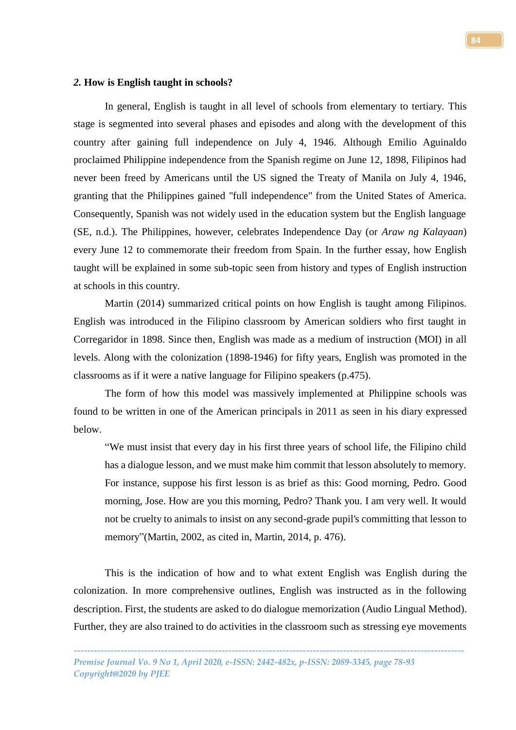## *2.* How is English taught in schools?

In general, English is taught in all level of schools from elementary to tertiary. This stage is segmented into several phases and episodes and along with the development of this country after gaining full independence on July 4, 1946. Although Emilio Aguinaldo proclaimed Philippine independence from the Spanish regime on June 12, 1898, Filipinos had never been freed by Americans until the US signed the Treaty of Manila on July 4, 1946, granting that the Philippines gained "full independence" from the United States of America. Consequently, Spanish was not widely used in the education system but the English language (SE, n.d.). The Philippines, however, celebrates Independence Day (or *Araw ng Kalayaan*) every June 12 to commemorate their freedom from Spain. In the further essay, how English taught will be explained in some sub-topic seen from history and types of English instruction at schools in this country.

Martin (2014) summarized critical points on how English is taught among Filipinos. English was introduced in the Filipino classroom by American soldiers who first taught in Corregaridor in 1898. Since then, English was made as a medium of instruction (MOI) in all levels. Along with the colonization (1898-1946) for fifty years, English was promoted in the classrooms as if it were a native language for Filipino speakers (p.475).

The form of how this model was massively implemented at Philippine schools was found to be written in one of the American principals in 2011 as seen in his diary expressed below.

> "We must insist that every day in his first three years of school life, the Filipino child has a dialogue lesson, and we must make him commit that lesson absolutely to memory. For instance, suppose his first lesson is as brief as this: Good morning, Pedro. Good morning, Jose. How are you this morning, Pedro? Thank you. I am very well. It would not be cruelty to animals to insist on any second-grade pupil's committing that lesson to memory"(Martin, 2002, as cited in, Martin, 2014, p. 476).

This is the indication of how and to what extent English was English during the colonization. In more comprehensive outlines, English was instructed as in the following description. First, the students are asked to do dialogue memorization (Audio Lingual Method). Further, they are also trained to do activities in the classroom such as stressing eye movements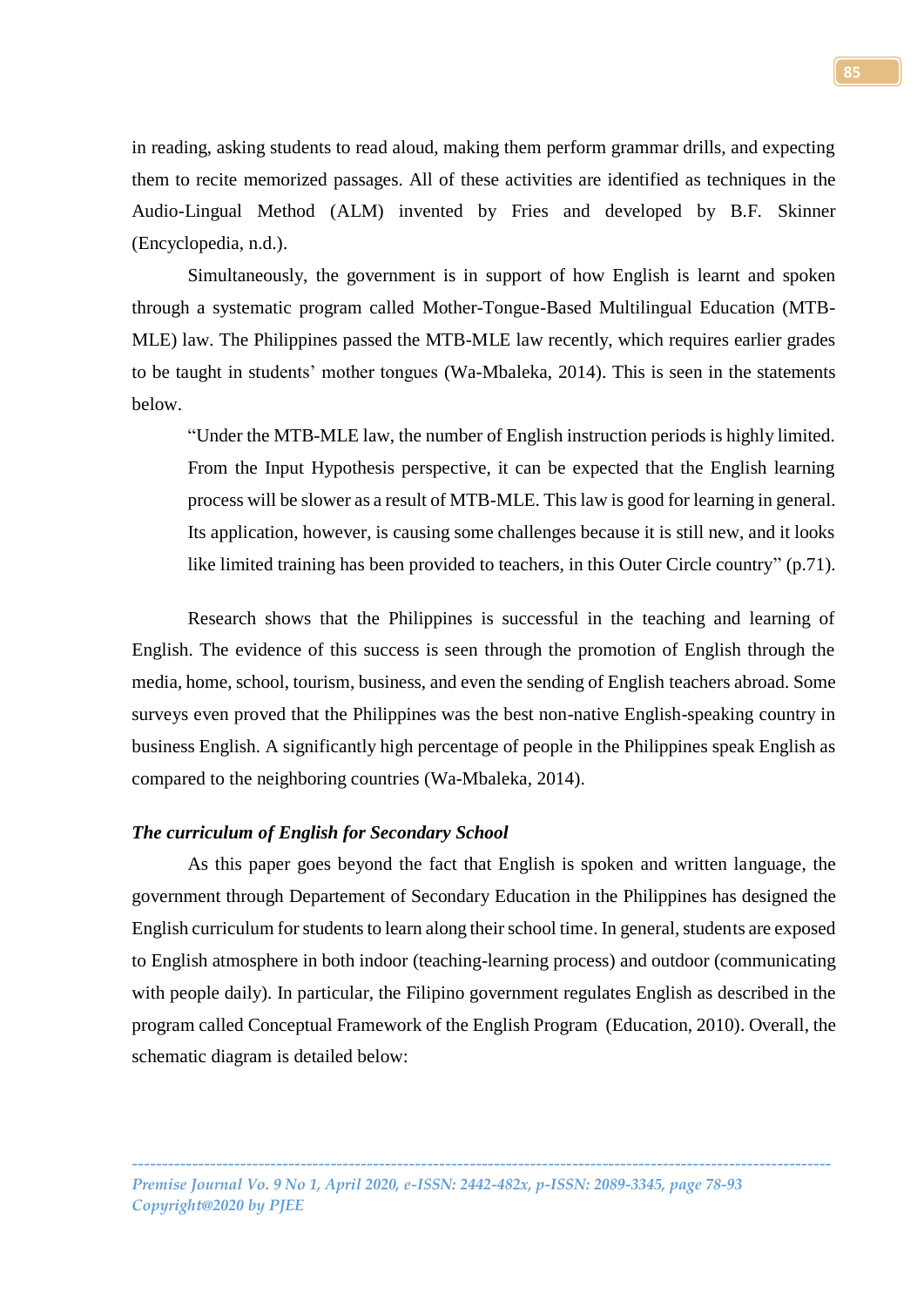in reading, asking students to read aloud, making them perform grammar drills, and expecting them to recite memorized passages. All of these activities are identified as techniques in the Audio-Lingual Method (ALM) invented by Fries and developed by B.F. Skinner (Encyclopedia, n.d.).

Simultaneously, the government is in support of how English is learnt and spoken through a systematic program called Mother-Tongue-Based Multilingual Education (MTB-MLE) law. The Philippines passed the MTB-MLE law recently, which requires earlier grades to be taught in students' mother tongues (Wa-Mbaleka, 2014). This is seen in the statements below.

> "Under the MTB-MLE law, the number of English instruction periods is highly limited. From the Input Hypothesis perspective, it can be expected that the English learning process will be slower as a result of MTB-MLE. This law is good for learning in general. Its application, however, is causing some challenges because it is still new, and it looks like limited training has been provided to teachers, in this Outer Circle country" (p.71).

Research shows that the Philippines is successful in the teaching and learning of English. The evidence of this success is seen through the promotion of English through the media, home, school, tourism, business, and even the sending of English teachers abroad. Some surveys even proved that the Philippines was the best non-native English-speaking country in business English. A significantly high percentage of people in the Philippines speak English as compared to the neighboring countries (Wa-Mbaleka, 2014).

### *The curriculum of English for Secondary School*

As this paper goes beyond the fact that English is spoken and written language, the government through Departement of Secondary Education in the Philippines has designed the English curriculum for students to learn along their school time. In general, students are exposed to English atmosphere in both indoor (teaching-learning process) and outdoor (communicating with people daily). In particular, the Filipino government regulates English as described in the program called Conceptual Framework of the English Program (Education, 2010). Overall, the schematic diagram is detailed below: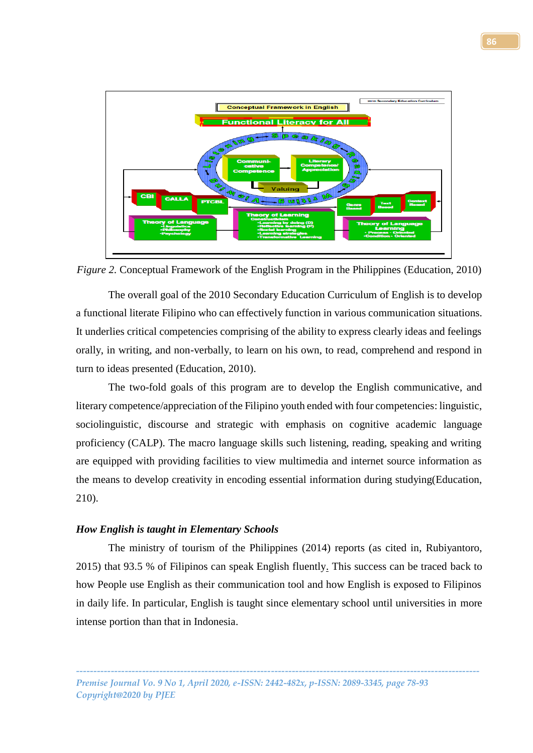*Figure 2.* Conceptual Framework of the English Program in the Philippines (Education, 2010)

The overall goal of the 2010 Secondary Education Curriculum of English is to develop a functional literate Filipino who can effectively function in various communication situations. It underlies critical competencies comprising of the ability to express clearly ideas and feelings orally, in writing, and non-verbally, to learn on his own, to read, comprehend and respond in turn to ideas presented (Education, 2010).

The two-fold goals of this program are to develop the English communicative, and literary competence/appreciation of the Filipino youth ended with four competencies: linguistic, sociolinguistic, discourse and strategic with emphasis on cognitive academic language proficiency (CALP). The macro language skills such listening, reading, speaking and writing are equipped with providing facilities to view multimedia and internet source information as the means to develop creativity in encoding essential information during studying(Education, 210).

***How English is taught in Elementary Schools***

The ministry of tourism of the Philippines (2014) reports (as cited in, Rubiyantoro, 2015) that 93.5 % of Filipinos can speak English fluently. This success can be traced back to how People use English as their communication tool and how English is exposed to Filipinos in daily life. In particular, English is taught since elementary school until universities in more intense portion than that in Indonesia.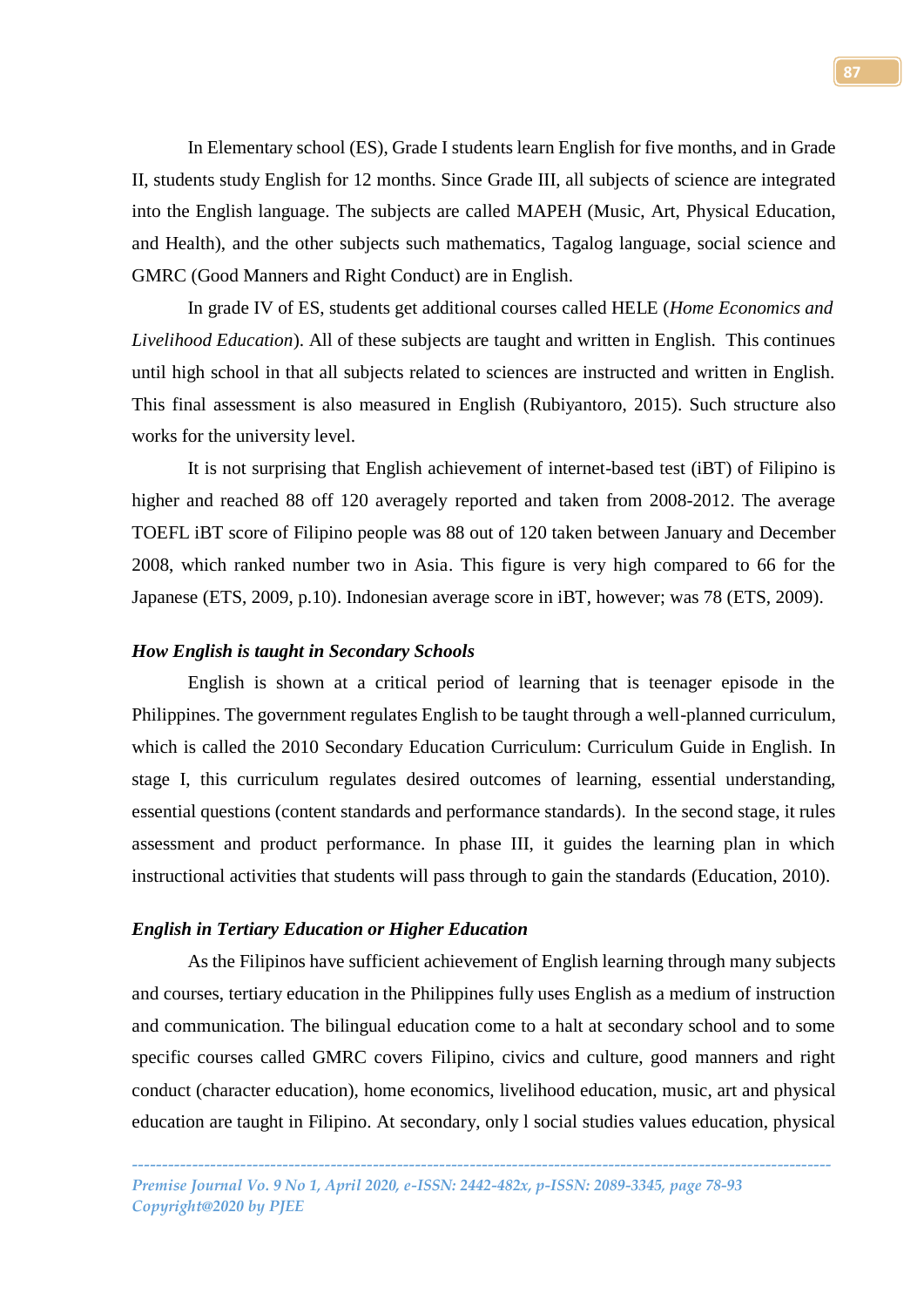In Elementary school (ES), Grade I students learn English for five months, and in Grade II, students study English for 12 months. Since Grade III, all subjects of science are integrated into the English language. The subjects are called MAPEH (Music, Art, Physical Education, and Health), and the other subjects such mathematics, Tagalog language, social science and GMRC (Good Manners and Right Conduct) are in English.

In grade IV of ES, students get additional courses called HELE (*Home Economics and Livelihood Education*). All of these subjects are taught and written in English. This continues until high school in that all subjects related to sciences are instructed and written in English. This final assessment is also measured in English (Rubiyantoro, 2015). Such structure also works for the university level.

It is not surprising that English achievement of internet-based test (iBT) of Filipino is higher and reached 88 off 120 averagely reported and taken from 2008-2012. The average TOEFL iBT score of Filipino people was 88 out of 120 taken between January and December 2008, which ranked number two in Asia. This figure is very high compared to 66 for the Japanese (ETS, 2009, p.10). Indonesian average score in iBT, however; was 78 (ETS, 2009).

### *How English is taught in Secondary Schools*

English is shown at a critical period of learning that is teenager episode in the Philippines. The government regulates English to be taught through a well-planned curriculum, which is called the 2010 Secondary Education Curriculum: Curriculum Guide in English. In stage I, this curriculum regulates desired outcomes of learning, essential understanding, essential questions (content standards and performance standards). In the second stage, it rules assessment and product performance. In phase III, it guides the learning plan in which instructional activities that students will pass through to gain the standards (Education, 2010).

### *English in Tertiary Education or Higher Education*

As the Filipinos have sufficient achievement of English learning through many subjects and courses, tertiary education in the Philippines fully uses English as a medium of instruction and communication. The bilingual education come to a halt at secondary school and to some specific courses called GMRC covers Filipino, civics and culture, good manners and right conduct (character education), home economics, livelihood education, music, art and physical education are taught in Filipino. At secondary, only l social studies values education, physical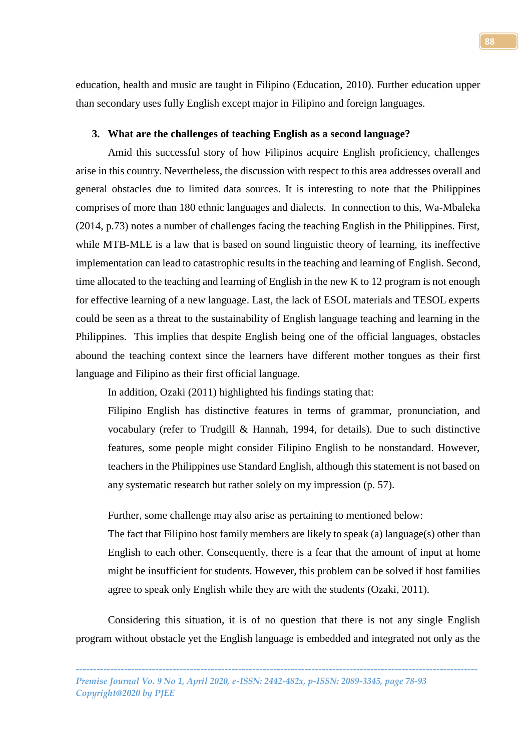education, health and music are taught in Filipino (Education, 2010). Further education upper than secondary uses fully English except major in Filipino and foreign languages.

3. **What are the challenges of teaching English as a second language?**

Amid this successful story of how Filipinos acquire English proficiency, challenges arise in this country. Nevertheless, the discussion with respect to this area addresses overall and general obstacles due to limited data sources. It is interesting to note that the Philippines comprises of more than 180 ethnic languages and dialects. In connection to this, Wa-Mbaleka (2014, p.73) notes a number of challenges facing the teaching English in the Philippines. First, while MTB-MLE is a law that is based on sound linguistic theory of learning, its ineffective implementation can lead to catastrophic results in the teaching and learning of English. Second, time allocated to the teaching and learning of English in the new K to 12 program is not enough for effective learning of a new language. Last, the lack of ESOL materials and TESOL experts could be seen as a threat to the sustainability of English language teaching and learning in the Philippines. This implies that despite English being one of the official languages, obstacles abound the teaching context since the learners have different mother tongues as their first language and Filipino as their first official language.

In addition, Ozaki (2011) highlighted his findings stating that:

> Filipino English has distinctive features in terms of grammar, pronunciation, and vocabulary (refer to Trudgill & Hannah, 1994, for details). Due to such distinctive features, some people might consider Filipino English to be nonstandard. However, teachers in the Philippines use Standard English, although this statement is not based on any systematic research but rather solely on my impression (p. 57).

Further, some challenge may also arise as pertaining to mentioned below:

> The fact that Filipino host family members are likely to speak (a) language(s) other than English to each other. Consequently, there is a fear that the amount of input at home might be insufficient for students. However, this problem can be solved if host families agree to speak only English while they are with the students (Ozaki, 2011).

Considering this situation, it is of no question that there is not any single English program without obstacle yet the English language is embedded and integrated not only as the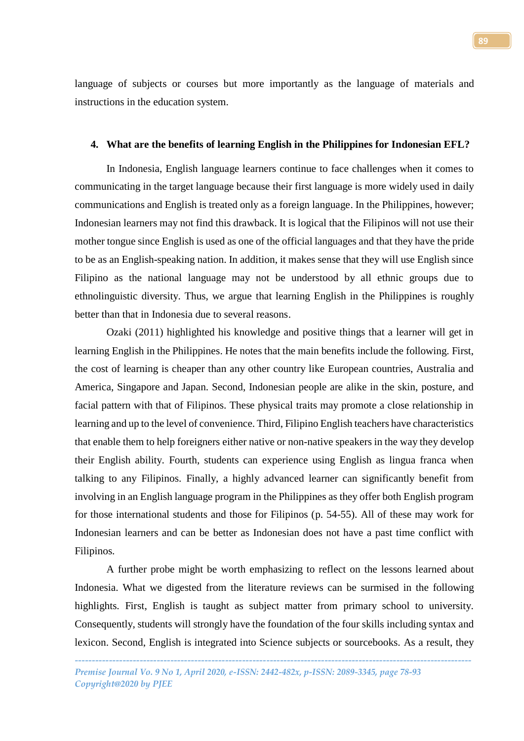language of subjects or courses but more importantly as the language of materials and instructions in the education system.

**4. What are the benefits of learning English in the Philippines for Indonesian EFL?**

In Indonesia, English language learners continue to face challenges when it comes to communicating in the target language because their first language is more widely used in daily communications and English is treated only as a foreign language. In the Philippines, however; Indonesian learners may not find this drawback. It is logical that the Filipinos will not use their mother tongue since English is used as one of the official languages and that they have the pride to be as an English-speaking nation. In addition, it makes sense that they will use English since Filipino as the national language may not be understood by all ethnic groups due to ethnolinguistic diversity. Thus, we argue that learning English in the Philippines is roughly better than that in Indonesia due to several reasons.

Ozaki (2011) highlighted his knowledge and positive things that a learner will get in learning English in the Philippines. He notes that the main benefits include the following. First, the cost of learning is cheaper than any other country like European countries, Australia and America, Singapore and Japan. Second, Indonesian people are alike in the skin, posture, and facial pattern with that of Filipinos. These physical traits may promote a close relationship in learning and up to the level of convenience. Third, Filipino English teachers have characteristics that enable them to help foreigners either native or non-native speakers in the way they develop their English ability. Fourth, students can experience using English as lingua franca when talking to any Filipinos. Finally, a highly advanced learner can significantly benefit from involving in an English language program in the Philippines as they offer both English program for those international students and those for Filipinos (p. 54-55). All of these may work for Indonesian learners and can be better as Indonesian does not have a past time conflict with Filipinos.

A further probe might be worth emphasizing to reflect on the lessons learned about Indonesia. What we digested from the literature reviews can be surmised in the following highlights. First, English is taught as subject matter from primary school to university. Consequently, students will strongly have the foundation of the four skills including syntax and lexicon. Second, English is integrated into Science subjects or sourcebooks. As a result, they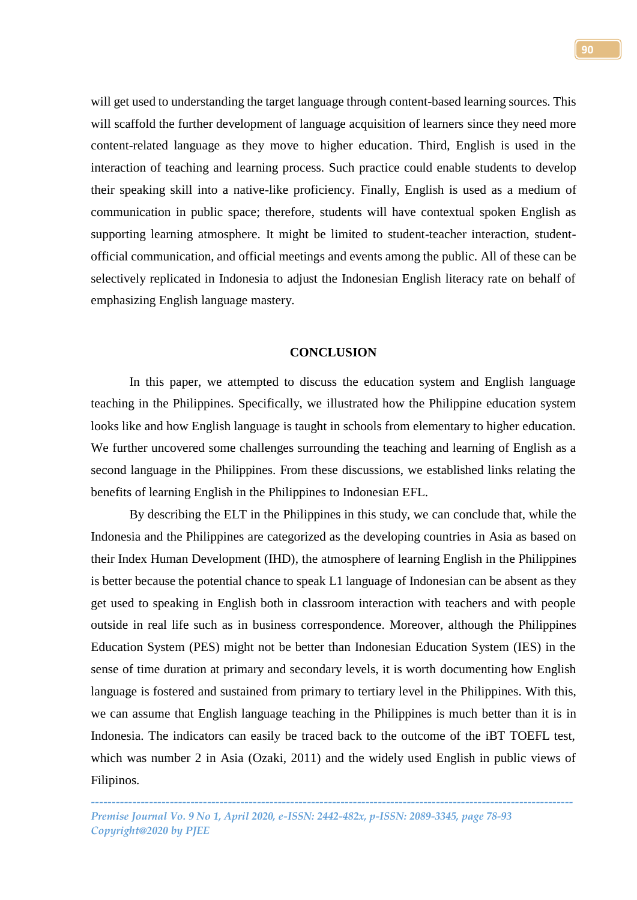will get used to understanding the target language through content-based learning sources. This will scaffold the further development of language acquisition of learners since they need more content-related language as they move to higher education. Third, English is used in the interaction of teaching and learning process. Such practice could enable students to develop their speaking skill into a native-like proficiency. Finally, English is used as a medium of communication in public space; therefore, students will have contextual spoken English as supporting learning atmosphere. It might be limited to student-teacher interaction, student-official communication, and official meetings and events among the public. All of these can be selectively replicated in Indonesia to adjust the Indonesian English literacy rate on behalf of emphasizing English language mastery.

## CONCLUSION

In this paper, we attempted to discuss the education system and English language teaching in the Philippines. Specifically, we illustrated how the Philippine education system looks like and how English language is taught in schools from elementary to higher education. We further uncovered some challenges surrounding the teaching and learning of English as a second language in the Philippines. From these discussions, we established links relating the benefits of learning English in the Philippines to Indonesian EFL.

By describing the ELT in the Philippines in this study, we can conclude that, while the Indonesia and the Philippines are categorized as the developing countries in Asia as based on their Index Human Development (IHD), the atmosphere of learning English in the Philippines is better because the potential chance to speak L1 language of Indonesian can be absent as they get used to speaking in English both in classroom interaction with teachers and with people outside in real life such as in business correspondence. Moreover, although the Philippines Education System (PES) might not be better than Indonesian Education System (IES) in the sense of time duration at primary and secondary levels, it is worth documenting how English language is fostered and sustained from primary to tertiary level in the Philippines. With this, we can assume that English language teaching in the Philippines is much better than it is in Indonesia. The indicators can easily be traced back to the outcome of the iBT TOEFL test, which was number 2 in Asia (Ozaki, 2011) and the widely used English in public views of Filipinos.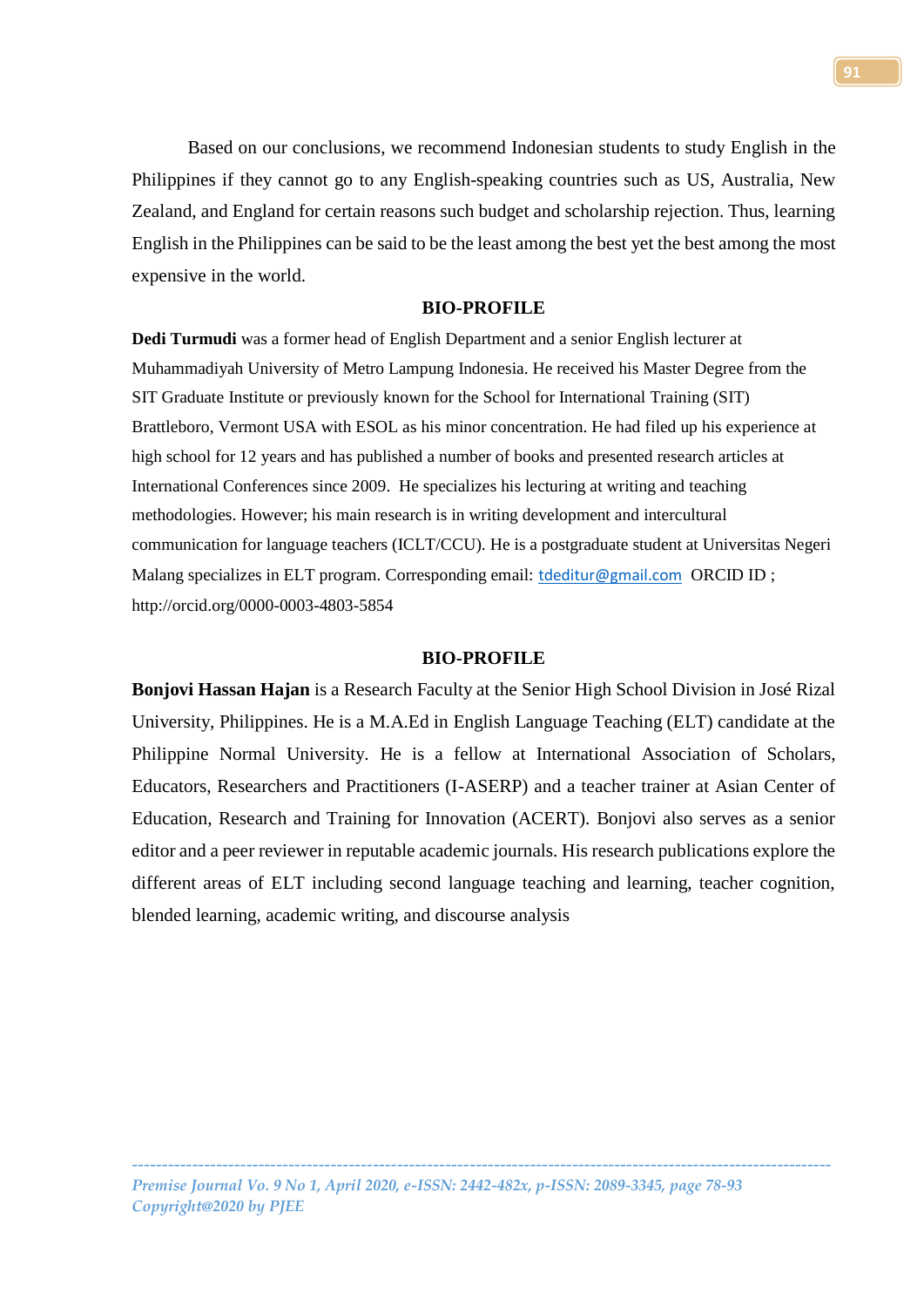Based on our conclusions, we recommend Indonesian students to study English in the Philippines if they cannot go to any English-speaking countries such as US, Australia, New Zealand, and England for certain reasons such budget and scholarship rejection. Thus, learning English in the Philippines can be said to be the least among the best yet the best among the most expensive in the world.

## BIO-PROFILE

**Dedi Turmudi** was a former head of English Department and a senior English lecturer at Muhammadiyah University of Metro Lampung Indonesia. He received his Master Degree from the SIT Graduate Institute or previously known for the School for International Training (SIT) Brattleboro, Vermont USA with ESOL as his minor concentration. He had filed up his experience at high school for 12 years and has published a number of books and presented research articles at International Conferences since 2009. He specializes his lecturing at writing and teaching methodologies. However; his main research is in writing development and intercultural communication for language teachers (ICLT/CCU). He is a postgraduate student at Universitas Negeri Malang specializes in ELT program. Corresponding email: tdeditur@gmail.com ORCID ID ; http://orcid.org/0000-0003-4803-5854

## BIO-PROFILE

**Bonjovi Hassan Hajan** is a Research Faculty at the Senior High School Division in José Rizal University, Philippines. He is a M.A.Ed in English Language Teaching (ELT) candidate at the Philippine Normal University. He is a fellow at International Association of Scholars, Educators, Researchers and Practitioners (I-ASERP) and a teacher trainer at Asian Center of Education, Research and Training for Innovation (ACERT). Bonjovi also serves as a senior editor and a peer reviewer in reputable academic journals. His research publications explore the different areas of ELT including second language teaching and learning, teacher cognition, blended learning, academic writing, and discourse analysis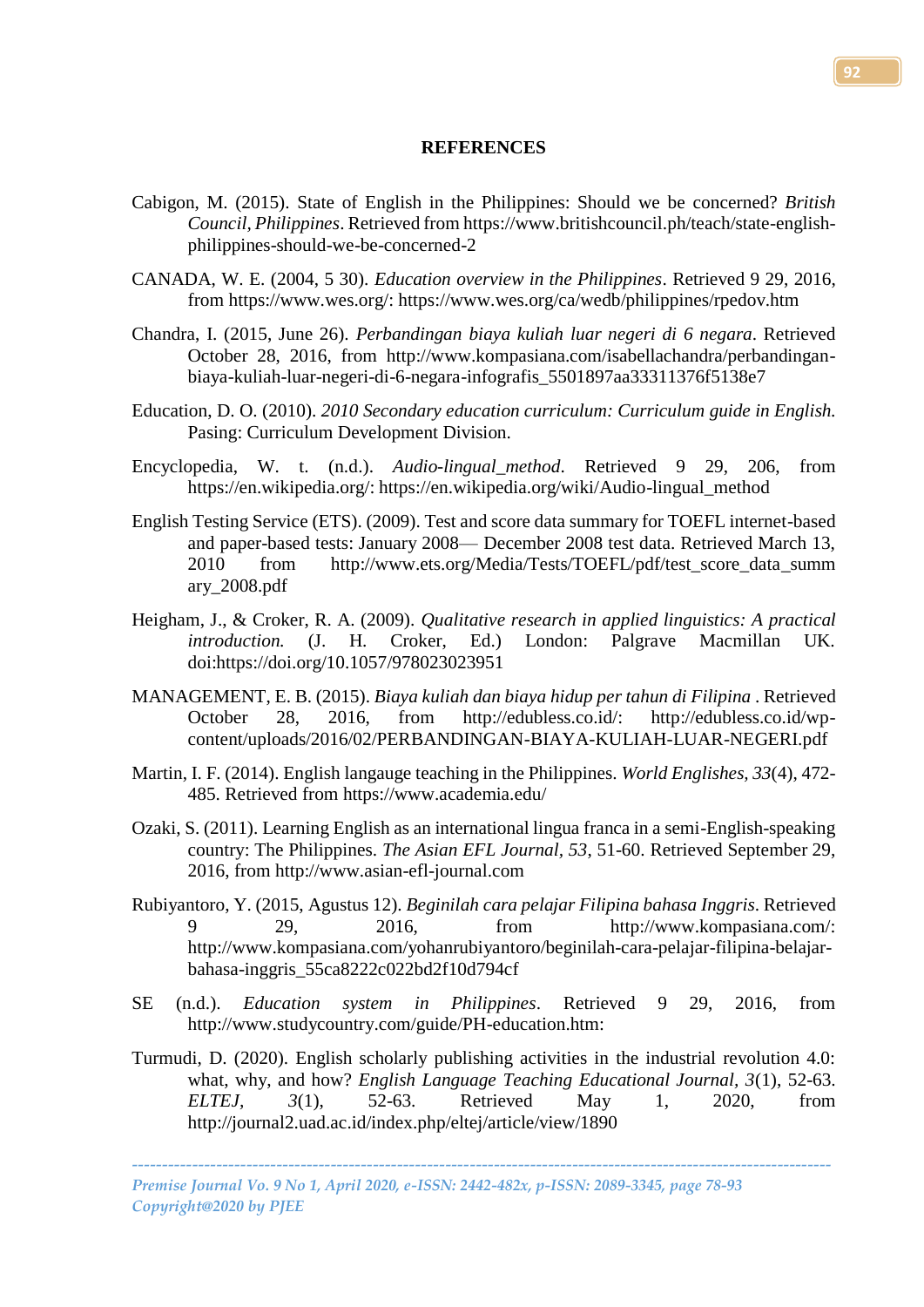# REFERENCES

Cabigon, M. (2015). State of English in the Philippines: Should we be concerned? *British Council, Philippines*. Retrieved from https://www.britishcouncil.ph/teach/state-english-philippines-should-we-be-concerned-2

CANADA, W. E. (2004, 5 30). *Education overview in the Philippines*. Retrieved 9 29, 2016, from https://www.wes.org/: https://www.wes.org/ca/wedb/philippines/rpedov.htm

Chandra, I. (2015, June 26). *Perbandingan biaya kuliah luar negeri di 6 negara*. Retrieved October 28, 2016, from http://www.kompasiana.com/isabellachandra/perbandingan-biaya-kuliah-luar-negeri-di-6-negara-infografis_5501897aa33311376f5138e7

Education, D. O. (2010). *2010 Secondary education curriculum: Curriculum guide in English.* Pasing: Curriculum Development Division.

Encyclopedia, W. t. (n.d.). *Audio-lingual_method*. Retrieved 9 29, 206, from https://en.wikipedia.org/: https://en.wikipedia.org/wiki/Audio-lingual_method

English Testing Service (ETS). (2009). Test and score data summary for TOEFL internet-based and paper-based tests: January 2008— December 2008 test data. Retrieved March 13, 2010 from http://www.ets.org/Media/Tests/TOEFL/pdf/test_score_data_summary_2008.pdf

Heigham, J., & Croker, R. A. (2009). *Qualitative research in applied linguistics: A practical introduction.* (J. H. Croker, Ed.) London: Palgrave Macmillan UK. doi:https://doi.org/10.1057/978023023951

MANAGEMENT, E. B. (2015). *Biaya kuliah dan biaya hidup per tahun di Filipina* . Retrieved October 28, 2016, from http://edubless.co.id/: http://edubless.co.id/wp-content/uploads/2016/02/PERBANDINGAN-BIAYA-KULIAH-LUAR-NEGERI.pdf

Martin, I. F. (2014). English langauge teaching in the Philippines. *World Englishes*, *33*(4), 472-485. Retrieved from https://www.academia.edu/

Ozaki, S. (2011). Learning English as an international lingua franca in a semi-English-speaking country: The Philippines. *The Asian EFL Journal*, *53*, 51-60. Retrieved September 29, 2016, from http://www.asian-efl-journal.com

Rubiyantoro, Y. (2015, Agustus 12). *Beginilah cara pelajar Filipina bahasa Inggris*. Retrieved 9 29, 2016, from http://www.kompasiana.com/: http://www.kompasiana.com/yohanrubiyantoro/beginilah-cara-pelajar-filipina-belajar-bahasa-inggris_55ca8222c022bd2f10d794cf

SE (n.d.). *Education system in Philippines*. Retrieved 9 29, 2016, from http://www.studycountry.com/guide/PH-education.htm:

Turmudi, D. (2020). English scholarly publishing activities in the industrial revolution 4.0: what, why, and how? *English Language Teaching Educational Journal*, *3*(1), 52-63. *ELTEJ*, *3*(1), 52-63. Retrieved May 1, 2020, from http://journal2.uad.ac.id/index.php/eltej/article/view/1890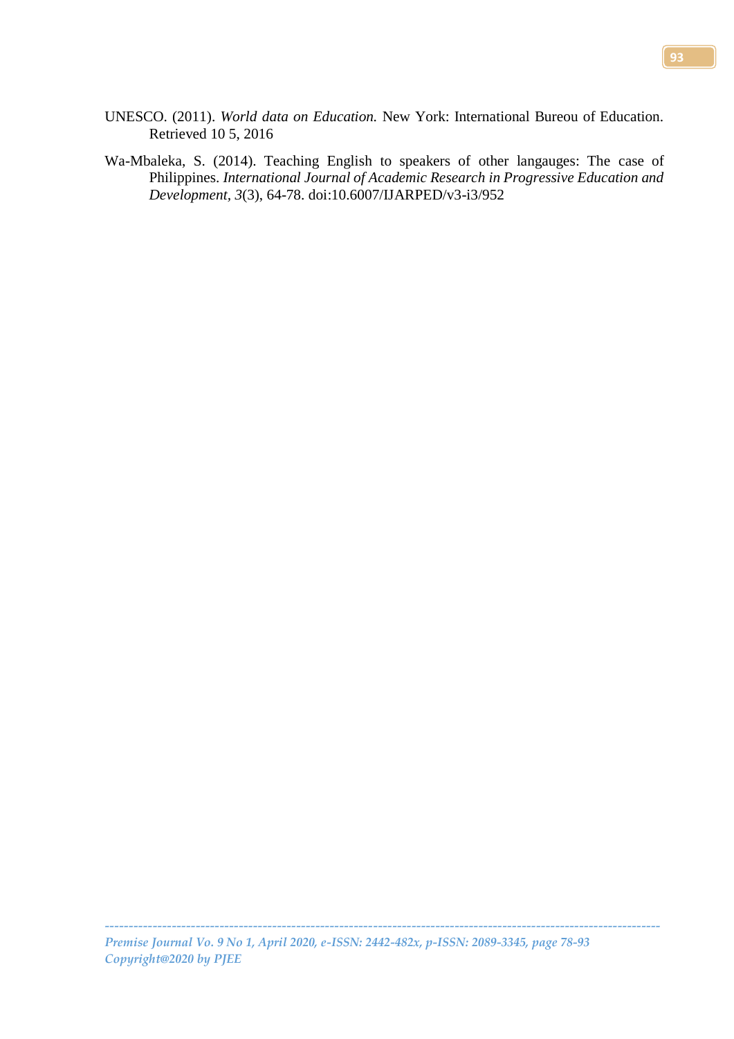UNESCO. (2011). *World data on Education.* New York: International Bureou of Education. Retrieved 10 5, 2016

Wa-Mbaleka, S. (2014). Teaching English to speakers of other langauges: The case of Philippines. *International Journal of Academic Research in Progressive Education and Development*, *3*(3), 64-78. doi:10.6007/IJARPED/v3-i3/952